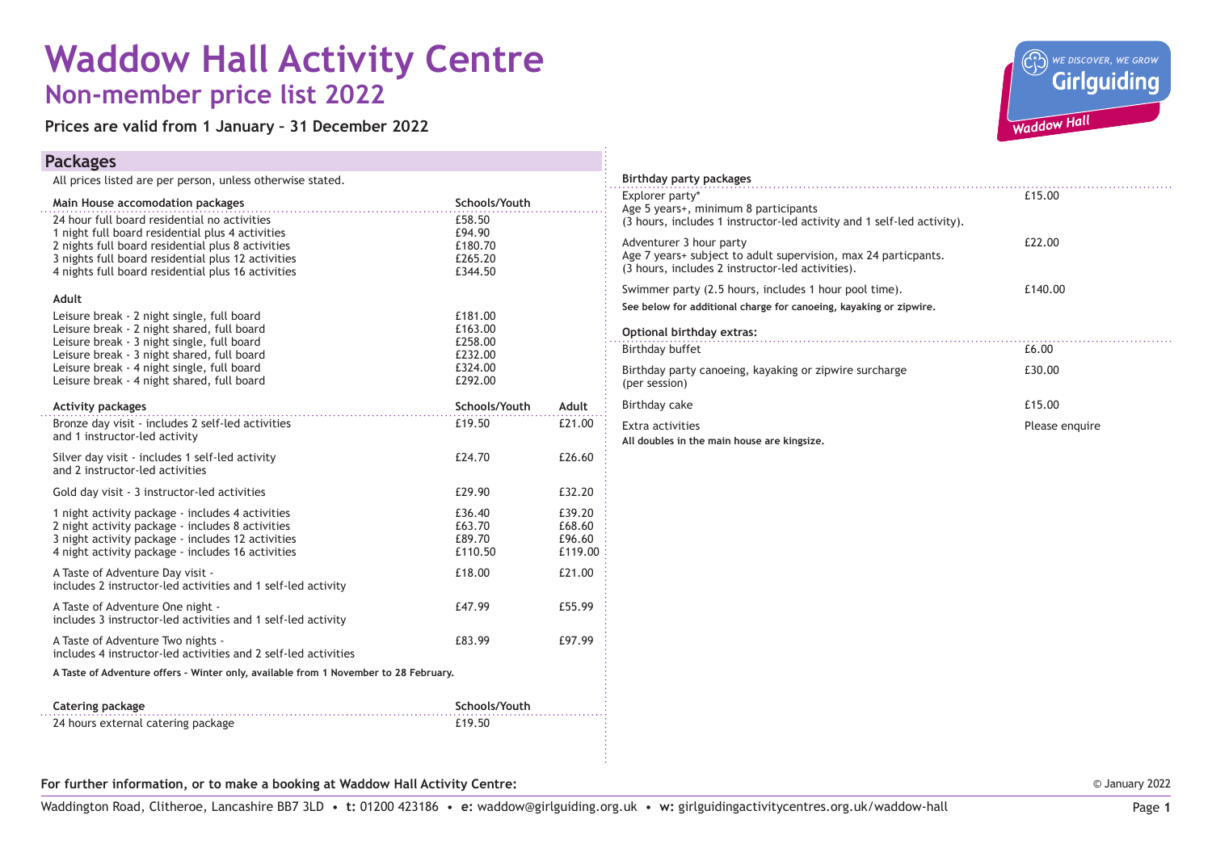# Waddow Hall Activity Centre

## Non-member price list 2022

**Prices are valid from 1 January – 31 December 2022**

## Packages

All prices listed are per person, unless otherwise stated.

| Main House accomodation packages | Schools/Youth |
|---|---|
| 24 hour full board residential no activities | £58.50 |
| 1 night full board residential plus 4 activities | £94.90 |
| 2 nights full board residential plus 8 activities | £180.70 |
| 3 nights full board residential plus 12 activities | £265.20 |
| 4 nights full board residential plus 16 activities | £344.50 |

| Adult | |
|---|---|
| Leisure break - 2 night single, full board | £181.00 |
| Leisure break - 2 night shared, full board | £163.00 |
| Leisure break - 3 night single, full board | £258.00 |
| Leisure break - 3 night shared, full board | £232.00 |
| Leisure break - 4 night single, full board | £324.00 |
| Leisure break - 4 night shared, full board | £292.00 |

| Activity packages | Schools/Youth | Adult |
|---|---|---|
| Bronze day visit - includes 2 self-led activities and 1 instructor-led activity | £19.50 | £21.00 |
| Silver day visit - includes 1 self-led activity and 2 instructor-led activities | £24.70 | £26.60 |
| Gold day visit - 3 instructor-led activities | £29.90 | £32.20 |
| 1 night activity package - includes 4 activities | £36.40 | £39.20 |
| 2 night activity package - includes 8 activities | £63.70 | £68.60 |
| 3 night activity package - includes 12 activities | £89.70 | £96.60 |
| 4 night activity package - includes 16 activities | £110.50 | £119.00 |
| A Taste of Adventure Day visit - includes 2 instructor-led activities and 1 self-led activity | £18.00 | £21.00 |
| A Taste of Adventure One night - includes 3 instructor-led activities and 1 self-led activity | £47.99 | £55.99 |
| A Taste of Adventure Two nights - includes 4 instructor-led activities and 2 self-led activities | £83.99 | £97.99 |

**A Taste of Adventure offers - Winter only, available from 1 November to 28 February.**

| Catering package | Schools/Youth |
|---|---|
| 24 hours external catering package | £19.50 |

| Birthday party packages | |
|---|---|
| Explorer party* Age 5 years+, minimum 8 participants (3 hours, includes 1 instructor-led activity and 1 self-led activity). | £15.00 |
| Adventurer 3 hour party Age 7 years+ subject to adult supervision, max 24 particpants. (3 hours, includes 2 instructor-led activities). | £22.00 |
| Swimmer party (2.5 hours, includes 1 hour pool time). | £140.00 |

**See below for additional charge for canoeing, kayaking or zipwire.**

| Optional birthday extras: | |
|---|---|
| Birthday buffet | £6.00 |
| Birthday party canoeing, kayaking or zipwire surcharge (per session) | £30.00 |
| Birthday cake | £15.00 |
| Extra activities | Please enquire |

**All doubles in the main house are kingsize.**

**For further information, or to make a booking at Waddow Hall Activity Centre:**

Waddington Road, Clitheroe, Lancashire BB7 3LD • **t:** 01200 423186 • **e:** waddow@girlguiding.org.uk • **w:** girlguidingactivitycentres.org.uk/waddow-hall

© January 2022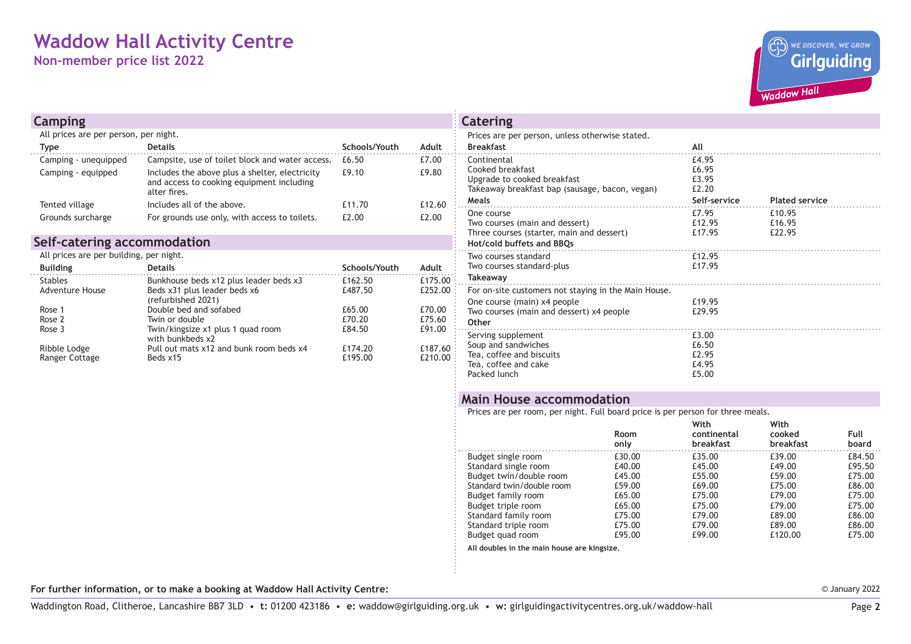# Waddow Hall Activity Centre

## Non-member price list 2022

## Camping

All prices are per person, per night.

| Type | Details | Schools/Youth | Adult |
|---|---|---|---|
| Camping - unequipped | Campsite, use of toilet block and water access. | £6.50 | £7.00 |
| Camping - equipped | Includes the above plus a shelter, electricity and access to cooking equipment including alter fires. | £9.10 | £9.80 |
| Tented village | Includes all of the above. | £11.70 | £12.60 |
| Grounds surcharge | For grounds use only, with access to toilets. | £2.00 | £2.00 |

## Self-catering accommodation

All prices are per building, per night.

| Building | Details | Schools/Youth | Adult |
|---|---|---|---|
| Stables | Bunkhouse beds x12 plus leader beds x3 | £162.50 | £175.00 |
| Adventure House | Beds x31 plus leader beds x6 (refurbished 2021) | £487.50 | £252.00 |
| Rose 1 | Double bed and sofabed | £65.00 | £70.00 |
| Rose 2 | Twin or double | £70.20 | £75.60 |
| Rose 3 | Twin/kingsize x1 plus 1 quad room with bunkbeds x2 | £84.50 | £91.00 |
| Ribble Lodge | Pull out mats x12 and bunk room beds x4 | £174.20 | £187.60 |
| Ranger Cottage | Beds x15 | £195.00 | £210.00 |

## Catering

Prices are per person, unless otherwise stated.

| Breakfast | All | |
|---|---|---|
| Continental | £4.95 | |
| Cooked breakfast | £6.95 | |
| Upgrade to cooked breakfast | £3.95 | |
| Takeaway breakfast bap (sausage, bacon, vegan) | £2.20 | |
| **Meals** | **Self-service** | **Plated service** |
| One course | £7.95 | £10.95 |
| Two courses (main and dessert) | £12.95 | £16.95 |
| Three courses (starter, main and dessert) | £17.95 | £22.95 |
| **Hot/cold buffets and BBQs** | | |
| Two courses standard | £12.95 | |
| Two courses standard-plus | £17.95 | |
| **Takeaway** | | |
| For on-site customers not staying in the Main House. | | |
| One course (main) x4 people | £19.95 | |
| Two courses (main and dessert) x4 people | £29.95 | |
| **Other** | | |
| Serving supplement | £3.00 | |
| Soup and sandwiches | £6.50 | |
| Tea, coffee and biscuits | £2.95 | |
| Tea, coffee and cake | £4.95 | |
| Packed lunch | £5.00 | |

## Main House accommodation

Prices are per room, per night. Full board price is per person for three meals.

| | Room only | With continental breakfast | With cooked breakfast | Full board |
|---|---|---|---|---|
| Budget single room | £30.00 | £35.00 | £39.00 | £84.50 |
| Standard single room | £40.00 | £45.00 | £49.00 | £95.50 |
| Budget twin/double room | £45.00 | £55.00 | £59.00 | £75.00 |
| Standard twin/double room | £59.00 | £69.00 | £75.00 | £86.00 |
| Budget family room | £65.00 | £75.00 | £79.00 | £75.00 |
| Budget triple room | £65.00 | £75.00 | £79.00 | £75.00 |
| Standard family room | £75.00 | £79.00 | £89.00 | £86.00 |
| Standard triple room | £75.00 | £79.00 | £89.00 | £86.00 |
| Budget quad room | £95.00 | £99.00 | £120.00 | £75.00 |

**All doubles in the main house are kingsize.**

**For further information, or to make a booking at Waddow Hall Activity Centre:**

Waddington Road, Clitheroe, Lancashire BB7 3LD • **t:** 01200 423186 • **e:** waddow@girlguiding.org.uk • **w:** girlguidingactivitycentres.org.uk/waddow-hall

© January 2022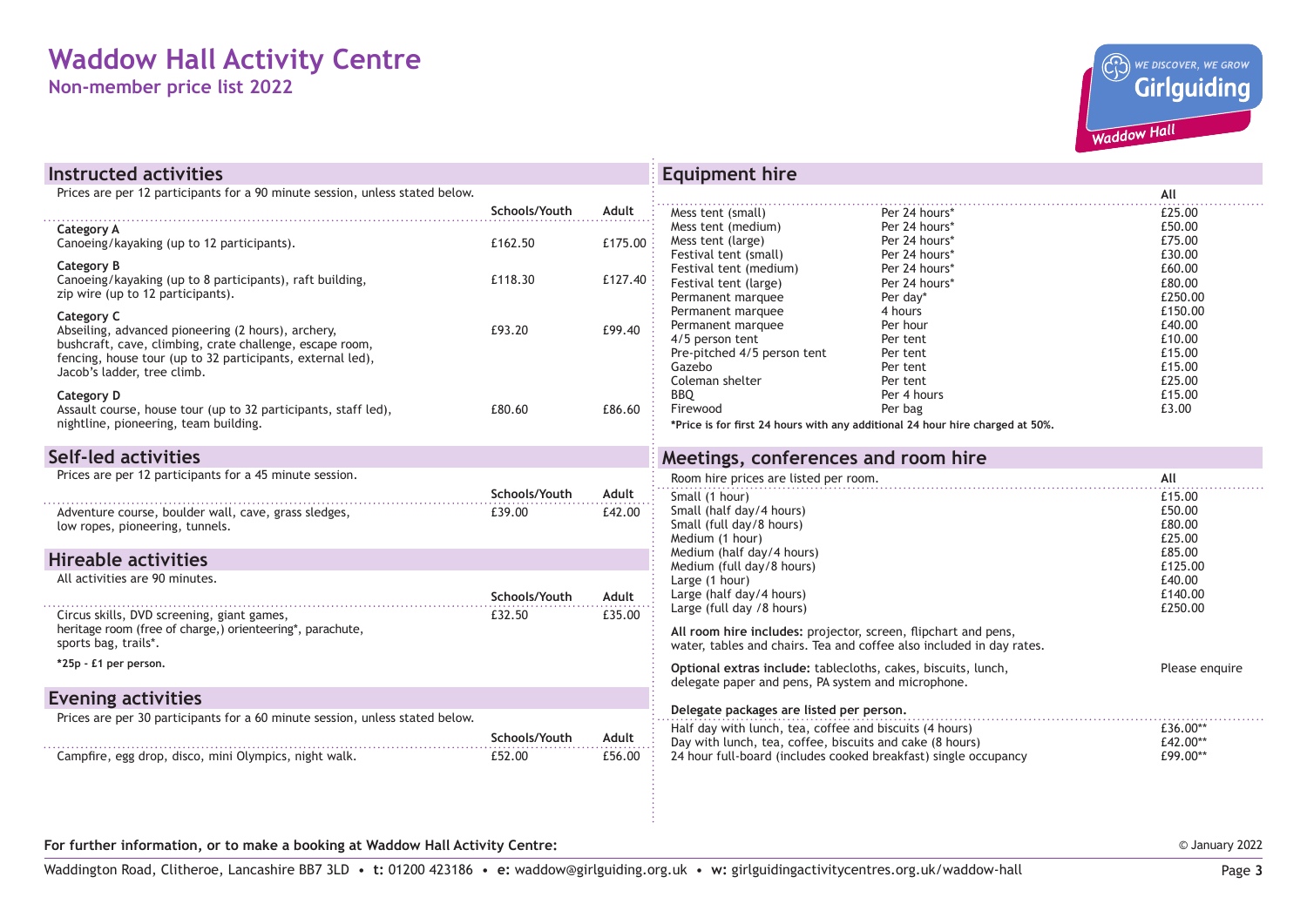# Waddow Hall Activity Centre

## Non-member price list 2022

WE DISCOVER, WE GROW
Girlguiding
Waddow Hall

## Instructed activities

Prices are per 12 participants for a 90 minute session, unless stated below.

| | Schools/Youth | Adult |
|---|---|---|
| **Category A**<br>Canoeing/kayaking (up to 12 participants). | £162.50 | £175.00 |
| **Category B**<br>Canoeing/kayaking (up to 8 participants), raft building, zip wire (up to 12 participants). | £118.30 | £127.40 |
| **Category C**<br>Abseiling, advanced pioneering (2 hours), archery, bushcraft, cave, climbing, crate challenge, escape room, fencing, house tour (up to 32 participants, external led), Jacob's ladder, tree climb. | £93.20 | £99.40 |
| **Category D**<br>Assault course, house tour (up to 32 participants, staff led), nightline, pioneering, team building. | £80.60 | £86.60 |

## Self-led activities

Prices are per 12 participants for a 45 minute session.

| | Schools/Youth | Adult |
|---|---|---|
| Adventure course, boulder wall, cave, grass sledges, low ropes, pioneering, tunnels. | £39.00 | £42.00 |

## Hireable activities

All activities are 90 minutes.

| | Schools/Youth | Adult |
|---|---|---|
| Circus skills, DVD screening, giant games, heritage room (free of charge,) orienteering*, parachute, sports bag, trails*. | £32.50 | £35.00 |

*25p - £1 per person.

## Evening activities

Prices are per 30 participants for a 60 minute session, unless stated below.

| | Schools/Youth | Adult |
|---|---|---|
| Campfire, egg drop, disco, mini Olympics, night walk. | £52.00 | £56.00 |

## Equipment hire

| | | All |
|---|---|---|
| Mess tent (small) | Per 24 hours* | £25.00 |
| Mess tent (medium) | Per 24 hours* | £50.00 |
| Mess tent (large) | Per 24 hours* | £75.00 |
| Festival tent (small) | Per 24 hours* | £30.00 |
| Festival tent (medium) | Per 24 hours* | £60.00 |
| Festival tent (large) | Per 24 hours* | £80.00 |
| Permanent marquee | Per day* | £250.00 |
| Permanent marquee | 4 hours | £150.00 |
| Permanent marquee | Per hour | £40.00 |
| 4/5 person tent | Per tent | £10.00 |
| Pre-pitched 4/5 person tent | Per tent | £15.00 |
| Gazebo | Per tent | £15.00 |
| Coleman shelter | Per tent | £25.00 |
| BBQ | Per 4 hours | £15.00 |
| Firewood | Per bag | £3.00 |

**\*Price is for first 24 hours with any additional 24 hour hire charged at 50%.**

## Meetings, conferences and room hire

| Room hire prices are listed per room. | All |
|---|---|
| Small (1 hour) | £15.00 |
| Small (half day/4 hours) | £50.00 |
| Small (full day/8 hours) | £80.00 |
| Medium (1 hour) | £25.00 |
| Medium (half day/4 hours) | £85.00 |
| Medium (full day/8 hours) | £125.00 |
| Large (1 hour) | £40.00 |
| Large (half day/4 hours) | £140.00 |
| Large (full day /8 hours) | £250.00 |

**All room hire includes:** projector, screen, flipchart and pens, water, tables and chairs. Tea and coffee also included in day rates.

**Optional extras include:** tablecloths, cakes, biscuits, lunch, delegate paper and pens, PA system and microphone. — Please enquire

| **Delegate packages are listed per person.** | |
|---|---|
| Half day with lunch, tea, coffee and biscuits (4 hours) | £36.00** |
| Day with lunch, tea, coffee, biscuits and cake (8 hours) | £42.00** |
| 24 hour full-board (includes cooked breakfast) single occupancy | £99.00** |

**For further information, or to make a booking at Waddow Hall Activity Centre:**

Waddington Road, Clitheroe, Lancashire BB7 3LD • **t:** 01200 423186 • **e:** waddow@girlguiding.org.uk • **w:** girlguidingactivitycentres.org.uk/waddow-hall

© January 2022